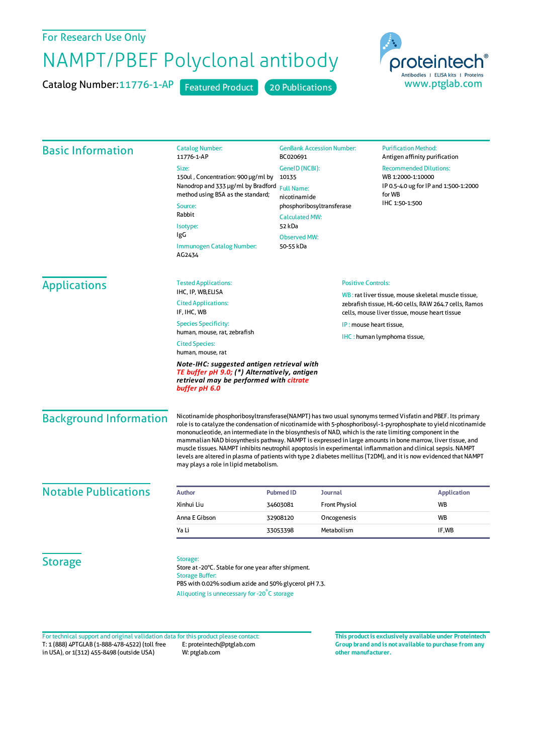For Research Use Only

# NAMPT/PBEF Polyclonal antibody

Catalog Number: 11776-1-AP    Featured Product    20 Publications

proteintech®
Antibodies | ELISA kits | Proteins
www.ptglab.com

## Basic Information

**Catalog Number:**
11776-1-AP

**Size:**
150ul , Concentration: 900 μg/ml by Nanodrop and 333 μg/ml by Bradford method using BSA as the standard;

**Source:**
Rabbit

**Isotype:**
IgG

**Immunogen Catalog Number:**
AG2434

**GenBank Accession Number:**
BC020691

**GeneID (NCBI):**
10135

**Full Name:**
nicotinamide phosphoribosyltransferase

**Calculated MW:**
52 kDa

**Observed MW:**
50-55 kDa

**Purification Method:**
Antigen affinity purification

**Recommended Dilutions:**
WB 1:2000-1:10000
IP 0.5-4.0 ug for IP and 1:500-1:2000 for WB
IHC 1:50-1:500

## Applications

**Tested Applications:**
IHC, IP, WB,ELISA

**Cited Applications:**
IF, IHC, WB

**Species Specificity:**
human, mouse, rat, zebrafish

**Cited Species:**
human, mouse, rat

***Note-IHC: suggested antigen retrieval with TE buffer pH 9.0; (\*) Alternatively, antigen retrieval may be performed with citrate buffer pH 6.0***

**Positive Controls:**

WB : rat liver tissue, mouse skeletal muscle tissue, zebrafish tissue, HL-60 cells, RAW 264.7 cells, Ramos cells, mouse liver tissue, mouse heart tissue

IP : mouse heart tissue,

IHC : human lymphoma tissue,

## Background Information

Nicotinamide phosphoribosyltransferase(NAMPT) has two usual synonyms termed Visfatin and PBEF. Its primary role is to catalyze the condensation of nicotinamide with 5-phosphoribosyl-1-pyrophosphate to yield nicotinamide mononucleotide, an intermediate in the biosynthesis of NAD, which is the rate limiting component in the mammalian NAD biosynthesis pathway. NAMPT is expressed in large amounts in bone marrow, liver tissue, and muscle tissues. NAMPT inhibits neutrophil apoptosis in experimental inflammation and clinical sepsis. NAMPT levels are altered in plasma of patients with type 2 diabetes mellitus (T2DM), and it is now evidenced that NAMPT may plays a role in lipid metabolism.

## Notable Publications

| Author | Pubmed ID | Journal | Application |
|---|---|---|---|
| Xinhui Liu | 34603081 | Front Physiol | WB |
| Anna E Gibson | 32908120 | Oncogenesis | WB |
| Ya Li | 33053398 | Metabolism | IF,WB |

## Storage

**Storage:**
Store at -20°C. Stable for one year after shipment.

**Storage Buffer:**
PBS with 0.02% sodium azide and 50% glycerol pH 7.3.

Aliquoting is unnecessary for -20°C storage

For technical support and original validation data for this product please contact:
T: 1 (888) 4PTGLAB (1-888-478-4522) (toll free in USA), or 1(312) 455-8498 (outside USA)
E: proteintech@ptglab.com
W: ptglab.com

**This product is exclusively available under Proteintech Group brand and is not available to purchase from any other manufacturer.**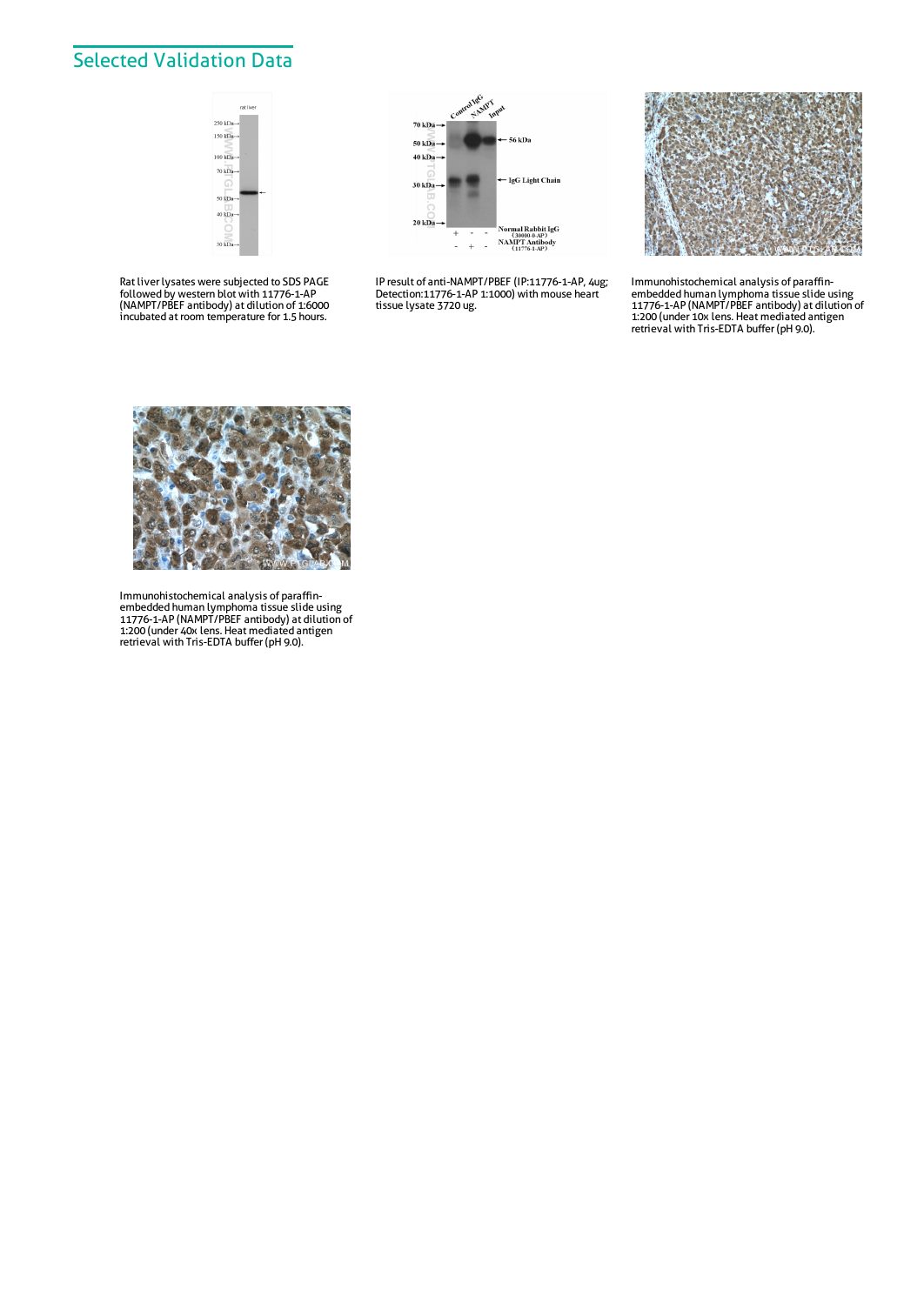## Selected Validation Data

rat liver

250 kDa
150 kDa
100 kDa
70 kDa
50 kDa
40 kDa
30 kDa

Rat liver lysates were subjected to SDS PAGE followed by western blot with 11776-1-AP (NAMPT/PBEF antibody) at dilution of 1:6000 incubated at room temperature for 1.5 hours.

Control IgG
NAMPT
Input

70 kDa
50 kDa
40 kDa
30 kDa
20 kDa

56 kDa
IgG Light Chain

Normal Rabbit IgG (30000-0-AP)
NAMPT Antibody (11776-1-AP)

IP result of anti-NAMPT/PBEF (IP:11776-1-AP, 4ug; Detection:11776-1-AP 1:1000) with mouse heart tissue lysate 3720 ug.

Immunohistochemical analysis of paraffin-embedded human lymphoma tissue slide using 11776-1-AP (NAMPT/PBEF antibody) at dilution of 1:200 (under 10x lens. Heat mediated antigen retrieval with Tris-EDTA buffer (pH 9.0).

Immunohistochemical analysis of paraffin-embedded human lymphoma tissue slide using 11776-1-AP (NAMPT/PBEF antibody) at dilution of 1:200 (under 40x lens. Heat mediated antigen retrieval with Tris-EDTA buffer (pH 9.0).